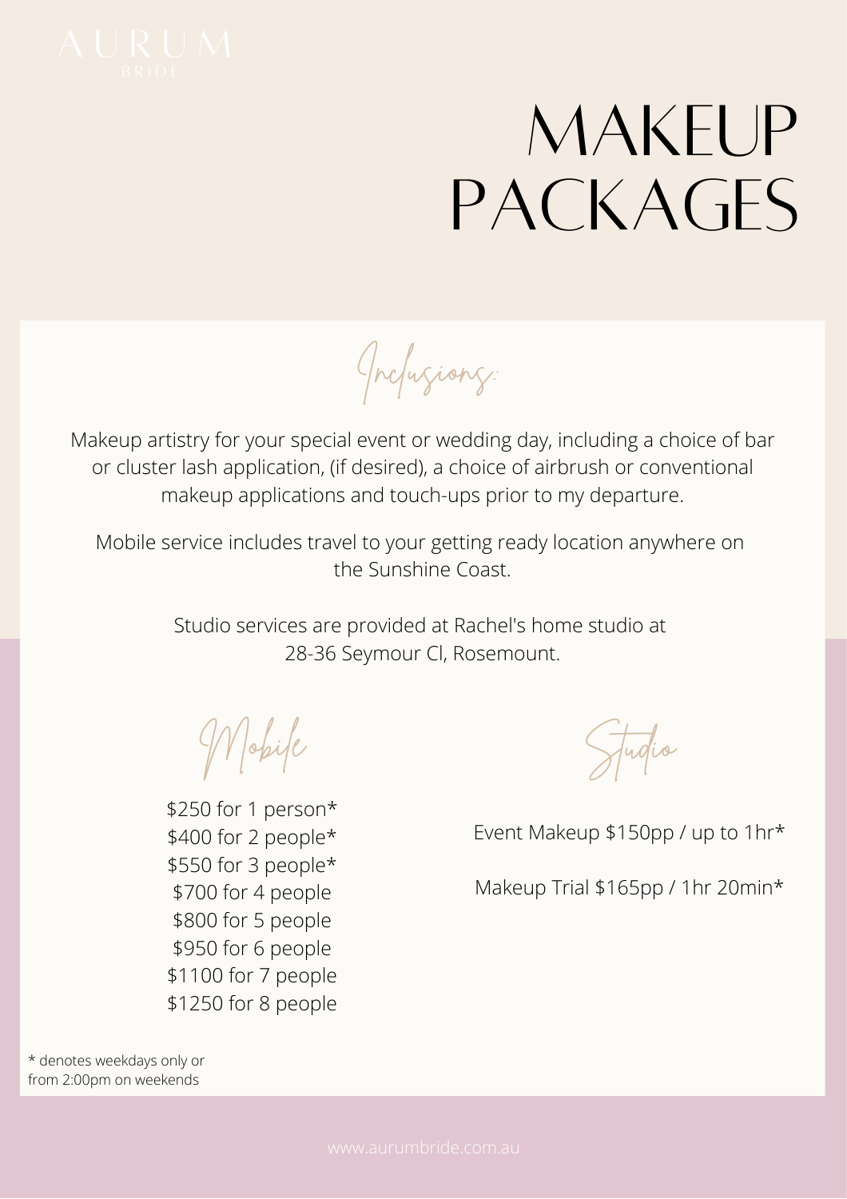AURUM
BRIDE

# MAKEUP PACKAGES

## Inclusions:

Makeup artistry for your special event or wedding day, including a choice of bar or cluster lash application, (if desired), a choice of airbrush or conventional makeup applications and touch-ups prior to my departure.

Mobile service includes travel to your getting ready location anywhere on the Sunshine Coast.

Studio services are provided at Rachel's home studio at 28-36 Seymour Cl, Rosemount.

### Mobile

$250 for 1 person*
$400 for 2 people*
$550 for 3 people*
$700 for 4 people
$800 for 5 people
$950 for 6 people
$1100 for 7 people
$1250 for 8 people

### Studio

Event Makeup $150pp / up to 1hr*

Makeup Trial $165pp / 1hr 20min*

* denotes weekdays only or from 2:00pm on weekends

www.aurumbride.com.au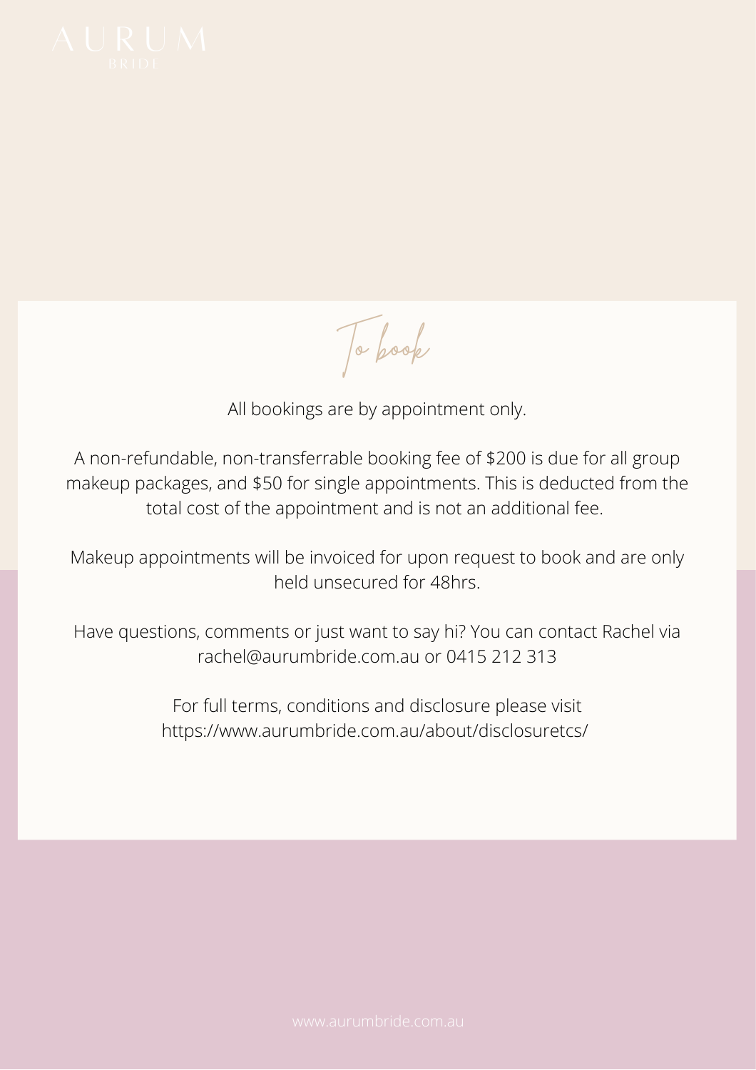## To book

All bookings are by appointment only.

A non-refundable, non-transferrable booking fee of $200 is due for all group makeup packages, and $50 for single appointments. This is deducted from the total cost of the appointment and is not an additional fee.

Makeup appointments will be invoiced for upon request to book and are only held unsecured for 48hrs.

Have questions, comments or just want to say hi? You can contact Rachel via rachel@aurumbride.com.au or 0415 212 313

For full terms, conditions and disclosure please visit https://www.aurumbride.com.au/about/disclosuretcs/